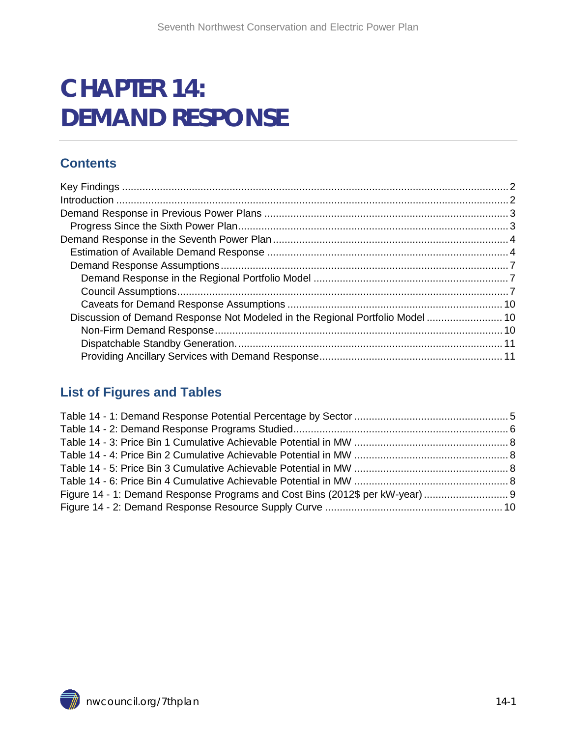# CHAPTER 14: DEMAND RESPONSE

## Contents

Key Findings .......... 2
Introduction .......... 2
Demand Response in Previous Power Plans .......... 3
  Progress Since the Sixth Power Plan .......... 3
Demand Response in the Seventh Power Plan .......... 4
  Estimation of Available Demand Response .......... 4
  Demand Response Assumptions .......... 7
    Demand Response in the Regional Portfolio Model .......... 7
    Council Assumptions .......... 7
    Caveats for Demand Response Assumptions .......... 10
  Discussion of Demand Response Not Modeled in the Regional Portfolio Model .......... 10
    Non-Firm Demand Response .......... 10
    Dispatchable Standby Generation. .......... 11
    Providing Ancillary Services with Demand Response .......... 11

## List of Figures and Tables

Table 14 - 1: Demand Response Potential Percentage by Sector .......... 5
Table 14 - 2: Demand Response Programs Studied .......... 6
Table 14 - 3: Price Bin 1 Cumulative Achievable Potential in MW .......... 8
Table 14 - 4: Price Bin 2 Cumulative Achievable Potential in MW .......... 8
Table 14 - 5: Price Bin 3 Cumulative Achievable Potential in MW .......... 8
Table 14 - 6: Price Bin 4 Cumulative Achievable Potential in MW .......... 8
Figure 14 - 1: Demand Response Programs and Cost Bins (2012$ per kW-year) .......... 9
Figure 14 - 2: Demand Response Resource Supply Curve .......... 10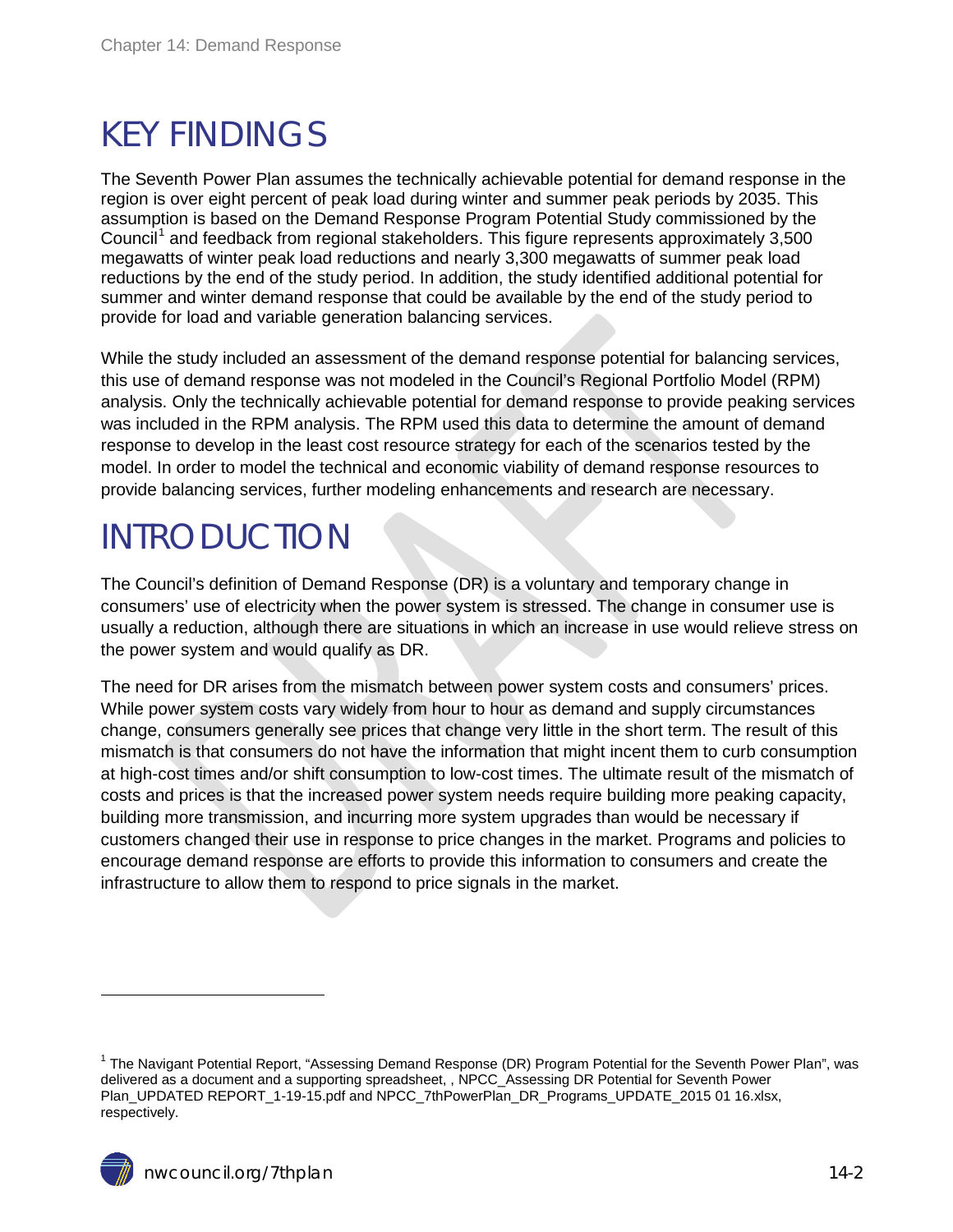# KEY FINDINGS

The Seventh Power Plan assumes the technically achievable potential for demand response in the region is over eight percent of peak load during winter and summer peak periods by 2035. This assumption is based on the Demand Response Program Potential Study commissioned by the Council[1] and feedback from regional stakeholders. This figure represents approximately 3,500 megawatts of winter peak load reductions and nearly 3,300 megawatts of summer peak load reductions by the end of the study period. In addition, the study identified additional potential for summer and winter demand response that could be available by the end of the study period to provide for load and variable generation balancing services.

While the study included an assessment of the demand response potential for balancing services, this use of demand response was not modeled in the Council's Regional Portfolio Model (RPM) analysis. Only the technically achievable potential for demand response to provide peaking services was included in the RPM analysis. The RPM used this data to determine the amount of demand response to develop in the least cost resource strategy for each of the scenarios tested by the model. In order to model the technical and economic viability of demand response resources to provide balancing services, further modeling enhancements and research are necessary.

# INTRODUCTION

The Council's definition of Demand Response (DR) is a voluntary and temporary change in consumers' use of electricity when the power system is stressed. The change in consumer use is usually a reduction, although there are situations in which an increase in use would relieve stress on the power system and would qualify as DR.

The need for DR arises from the mismatch between power system costs and consumers' prices. While power system costs vary widely from hour to hour as demand and supply circumstances change, consumers generally see prices that change very little in the short term. The result of this mismatch is that consumers do not have the information that might incent them to curb consumption at high-cost times and/or shift consumption to low-cost times. The ultimate result of the mismatch of costs and prices is that the increased power system needs require building more peaking capacity, building more transmission, and incurring more system upgrades than would be necessary if customers changed their use in response to price changes in the market. Programs and policies to encourage demand response are efforts to provide this information to consumers and create the infrastructure to allow them to respond to price signals in the market.

[1] The Navigant Potential Report, "Assessing Demand Response (DR) Program Potential for the Seventh Power Plan", was delivered as a document and a supporting spreadsheet, , NPCC_Assessing DR Potential for Seventh Power Plan_UPDATED REPORT_1-19-15.pdf and NPCC_7thPowerPlan_DR_Programs_UPDATE_2015 01 16.xlsx, respectively.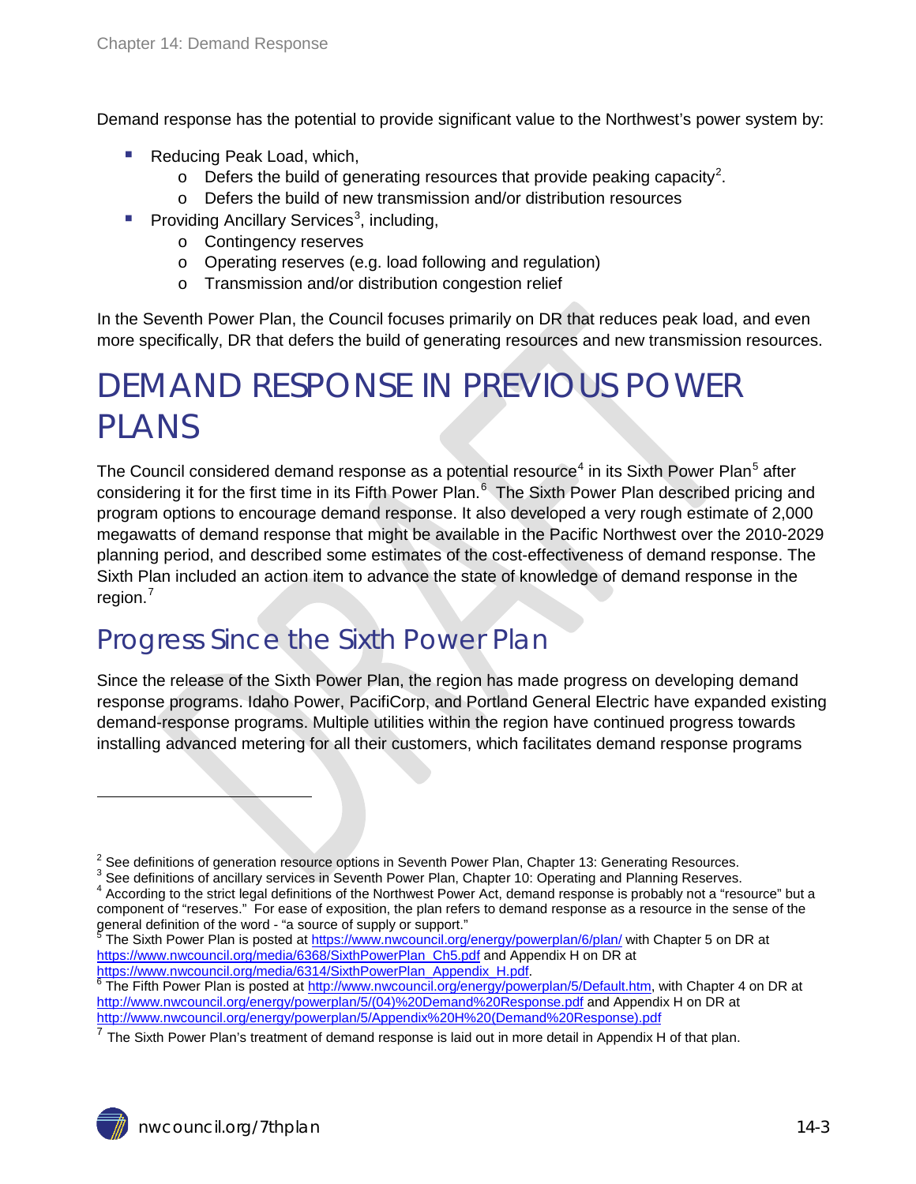Demand response has the potential to provide significant value to the Northwest's power system by:

- Reducing Peak Load, which,
  - Defers the build of generating resources that provide peaking capacity[2].
  - Defers the build of new transmission and/or distribution resources
- Providing Ancillary Services[3], including,
  - Contingency reserves
  - Operating reserves (e.g. load following and regulation)
  - Transmission and/or distribution congestion relief

In the Seventh Power Plan, the Council focuses primarily on DR that reduces peak load, and even more specifically, DR that defers the build of generating resources and new transmission resources.

# DEMAND RESPONSE IN PREVIOUS POWER PLANS

The Council considered demand response as a potential resource[4] in its Sixth Power Plan[5] after considering it for the first time in its Fifth Power Plan.[6] The Sixth Power Plan described pricing and program options to encourage demand response. It also developed a very rough estimate of 2,000 megawatts of demand response that might be available in the Pacific Northwest over the 2010-2029 planning period, and described some estimates of the cost-effectiveness of demand response. The Sixth Plan included an action item to advance the state of knowledge of demand response in the region.[7]

## Progress Since the Sixth Power Plan

Since the release of the Sixth Power Plan, the region has made progress on developing demand response programs. Idaho Power, PacifiCorp, and Portland General Electric have expanded existing demand-response programs. Multiple utilities within the region have continued progress towards installing advanced metering for all their customers, which facilitates demand response programs

---

[2] See definitions of generation resource options in Seventh Power Plan, Chapter 13: Generating Resources.

[3] See definitions of ancillary services in Seventh Power Plan, Chapter 10: Operating and Planning Reserves.

[4] According to the strict legal definitions of the Northwest Power Act, demand response is probably not a "resource" but a component of "reserves." For ease of exposition, the plan refers to demand response as a resource in the sense of the general definition of the word - "a source of supply or support."

[5] The Sixth Power Plan is posted at https://www.nwcouncil.org/energy/powerplan/6/plan/ with Chapter 5 on DR at https://www.nwcouncil.org/media/6368/SixthPowerPlan_Ch5.pdf and Appendix H on DR at https://www.nwcouncil.org/media/6314/SixthPowerPlan_Appendix_H.pdf.

[6] The Fifth Power Plan is posted at http://www.nwcouncil.org/energy/powerplan/5/Default.htm, with Chapter 4 on DR at http://www.nwcouncil.org/energy/powerplan/5/(04)%20Demand%20Response.pdf and Appendix H on DR at http://www.nwcouncil.org/energy/powerplan/5/Appendix%20H%20(Demand%20Response).pdf

[7] The Sixth Power Plan's treatment of demand response is laid out in more detail in Appendix H of that plan.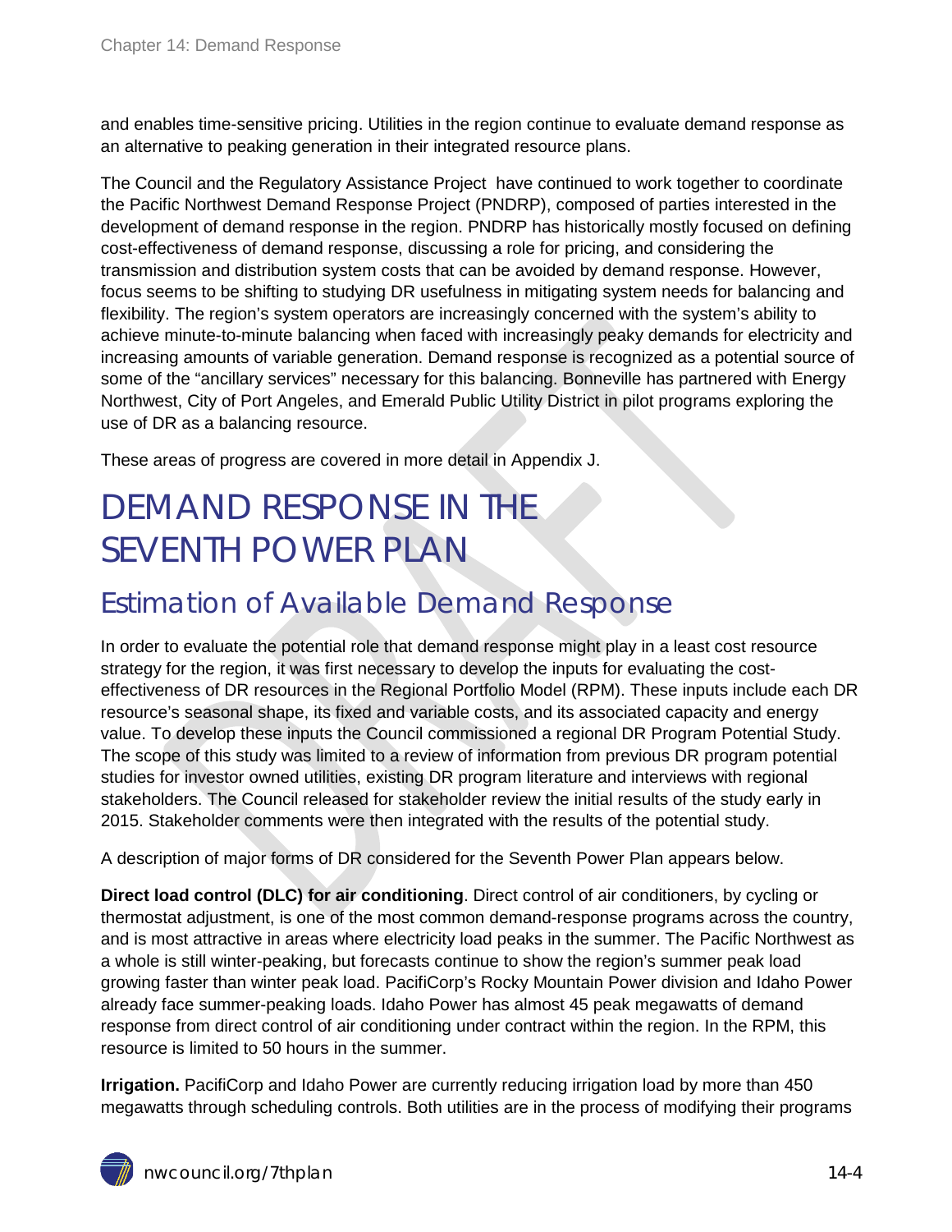and enables time-sensitive pricing. Utilities in the region continue to evaluate demand response as an alternative to peaking generation in their integrated resource plans.

The Council and the Regulatory Assistance Project have continued to work together to coordinate the Pacific Northwest Demand Response Project (PNDRP), composed of parties interested in the development of demand response in the region. PNDRP has historically mostly focused on defining cost-effectiveness of demand response, discussing a role for pricing, and considering the transmission and distribution system costs that can be avoided by demand response. However, focus seems to be shifting to studying DR usefulness in mitigating system needs for balancing and flexibility. The region's system operators are increasingly concerned with the system's ability to achieve minute-to-minute balancing when faced with increasingly peaky demands for electricity and increasing amounts of variable generation. Demand response is recognized as a potential source of some of the "ancillary services" necessary for this balancing. Bonneville has partnered with Energy Northwest, City of Port Angeles, and Emerald Public Utility District in pilot programs exploring the use of DR as a balancing resource.

These areas of progress are covered in more detail in Appendix J.

# DEMAND RESPONSE IN THE SEVENTH POWER PLAN

## Estimation of Available Demand Response

In order to evaluate the potential role that demand response might play in a least cost resource strategy for the region, it was first necessary to develop the inputs for evaluating the cost-effectiveness of DR resources in the Regional Portfolio Model (RPM). These inputs include each DR resource's seasonal shape, its fixed and variable costs, and its associated capacity and energy value. To develop these inputs the Council commissioned a regional DR Program Potential Study. The scope of this study was limited to a review of information from previous DR program potential studies for investor owned utilities, existing DR program literature and interviews with regional stakeholders. The Council released for stakeholder review the initial results of the study early in 2015. Stakeholder comments were then integrated with the results of the potential study.

A description of major forms of DR considered for the Seventh Power Plan appears below.

**Direct load control (DLC) for air conditioning**. Direct control of air conditioners, by cycling or thermostat adjustment, is one of the most common demand-response programs across the country, and is most attractive in areas where electricity load peaks in the summer. The Pacific Northwest as a whole is still winter-peaking, but forecasts continue to show the region's summer peak load growing faster than winter peak load. PacifiCorp's Rocky Mountain Power division and Idaho Power already face summer-peaking loads. Idaho Power has almost 45 peak megawatts of demand response from direct control of air conditioning under contract within the region. In the RPM, this resource is limited to 50 hours in the summer.

**Irrigation.** PacifiCorp and Idaho Power are currently reducing irrigation load by more than 450 megawatts through scheduling controls. Both utilities are in the process of modifying their programs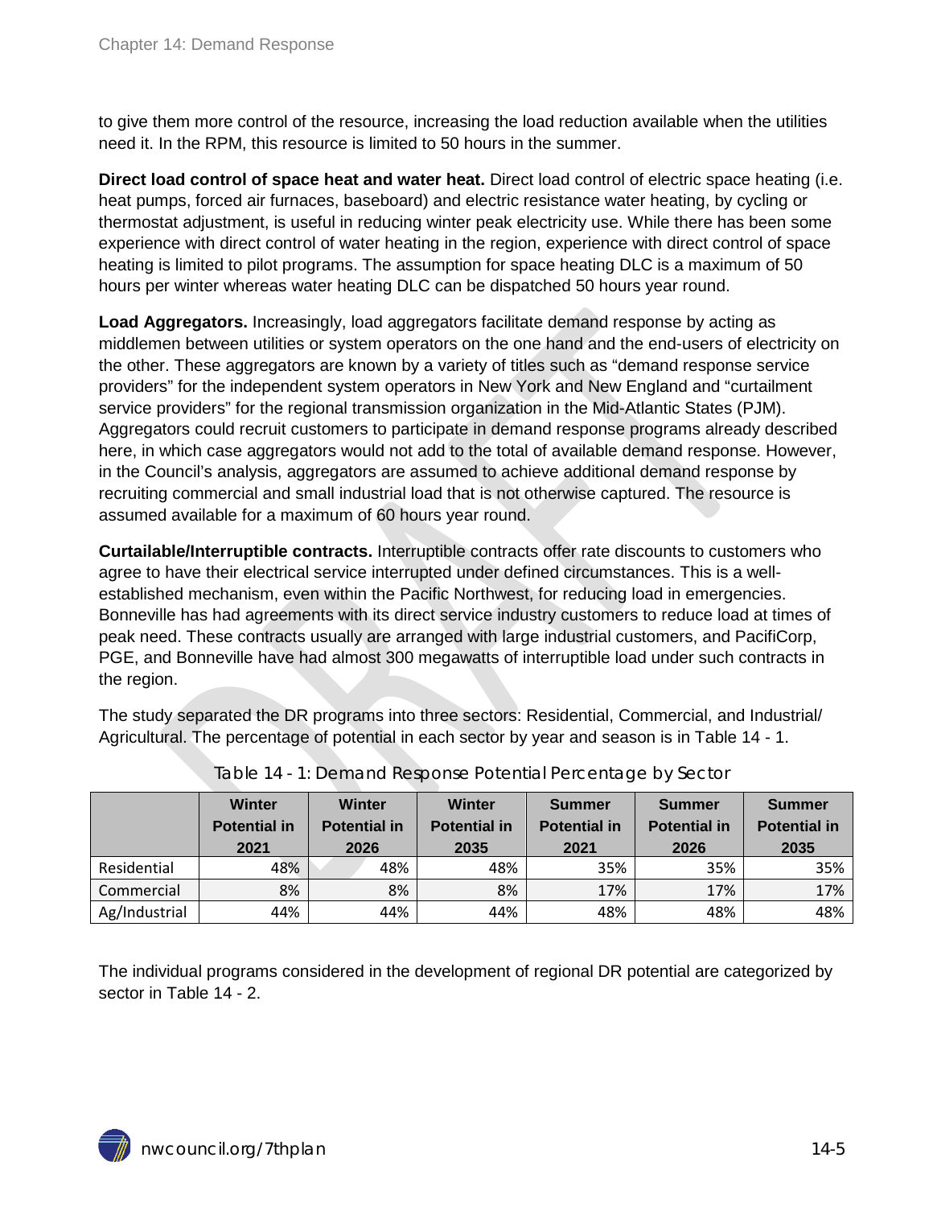to give them more control of the resource, increasing the load reduction available when the utilities need it. In the RPM, this resource is limited to 50 hours in the summer.

**Direct load control of space heat and water heat.** Direct load control of electric space heating (i.e. heat pumps, forced air furnaces, baseboard) and electric resistance water heating, by cycling or thermostat adjustment, is useful in reducing winter peak electricity use. While there has been some experience with direct control of water heating in the region, experience with direct control of space heating is limited to pilot programs. The assumption for space heating DLC is a maximum of 50 hours per winter whereas water heating DLC can be dispatched 50 hours year round.

**Load Aggregators.** Increasingly, load aggregators facilitate demand response by acting as middlemen between utilities or system operators on the one hand and the end-users of electricity on the other. These aggregators are known by a variety of titles such as "demand response service providers" for the independent system operators in New York and New England and "curtailment service providers" for the regional transmission organization in the Mid-Atlantic States (PJM). Aggregators could recruit customers to participate in demand response programs already described here, in which case aggregators would not add to the total of available demand response. However, in the Council's analysis, aggregators are assumed to achieve additional demand response by recruiting commercial and small industrial load that is not otherwise captured. The resource is assumed available for a maximum of 60 hours year round.

**Curtailable/Interruptible contracts.** Interruptible contracts offer rate discounts to customers who agree to have their electrical service interrupted under defined circumstances. This is a well-established mechanism, even within the Pacific Northwest, for reducing load in emergencies. Bonneville has had agreements with its direct service industry customers to reduce load at times of peak need. These contracts usually are arranged with large industrial customers, and PacifiCorp, PGE, and Bonneville have had almost 300 megawatts of interruptible load under such contracts in the region.

The study separated the DR programs into three sectors: Residential, Commercial, and Industrial/ Agricultural. The percentage of potential in each sector by year and season is in Table 14 - 1.

Table 14 - 1: Demand Response Potential Percentage by Sector

| | Winter Potential in 2021 | Winter Potential in 2026 | Winter Potential in 2035 | Summer Potential in 2021 | Summer Potential in 2026 | Summer Potential in 2035 |
|---|---|---|---|---|---|---|
| Residential | 48% | 48% | 48% | 35% | 35% | 35% |
| Commercial | 8% | 8% | 8% | 17% | 17% | 17% |
| Ag/Industrial | 44% | 44% | 44% | 48% | 48% | 48% |

The individual programs considered in the development of regional DR potential are categorized by sector in Table 14 - 2.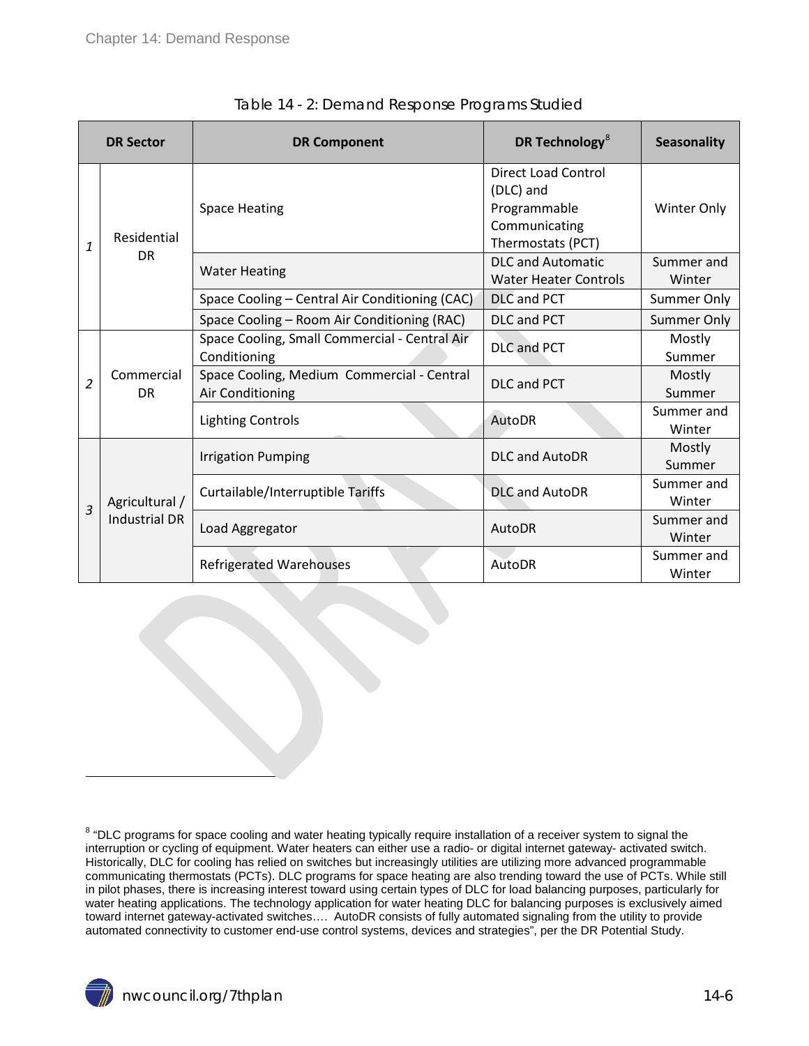Table 14 - 2: Demand Response Programs Studied

| DR Sector | | DR Component | DR Technology[8] | Seasonality |
|---|---|---|---|---|
| 1 | Residential DR | Space Heating | Direct Load Control (DLC) and Programmable Communicating Thermostats (PCT) | Winter Only |
| | | Water Heating | DLC and Automatic Water Heater Controls | Summer and Winter |
| | | Space Cooling – Central Air Conditioning (CAC) | DLC and PCT | Summer Only |
| | | Space Cooling – Room Air Conditioning (RAC) | DLC and PCT | Summer Only |
| 2 | Commercial DR | Space Cooling, Small Commercial - Central Air Conditioning | DLC and PCT | Mostly Summer |
| | | Space Cooling, Medium Commercial - Central Air Conditioning | DLC and PCT | Mostly Summer |
| | | Lighting Controls | AutoDR | Summer and Winter |
| 3 | Agricultural / Industrial DR | Irrigation Pumping | DLC and AutoDR | Mostly Summer |
| | | Curtailable/Interruptible Tariffs | DLC and AutoDR | Summer and Winter |
| | | Load Aggregator | AutoDR | Summer and Winter |
| | | Refrigerated Warehouses | AutoDR | Summer and Winter |

[8] "DLC programs for space cooling and water heating typically require installation of a receiver system to signal the interruption or cycling of equipment. Water heaters can either use a radio- or digital internet gateway- activated switch. Historically, DLC for cooling has relied on switches but increasingly utilities are utilizing more advanced programmable communicating thermostats (PCTs). DLC programs for space heating are also trending toward the use of PCTs. While still in pilot phases, there is increasing interest toward using certain types of DLC for load balancing purposes, particularly for water heating applications. The technology application for water heating DLC for balancing purposes is exclusively aimed toward internet gateway-activated switches…. AutoDR consists of fully automated signaling from the utility to provide automated connectivity to customer end-use control systems, devices and strategies", per the DR Potential Study.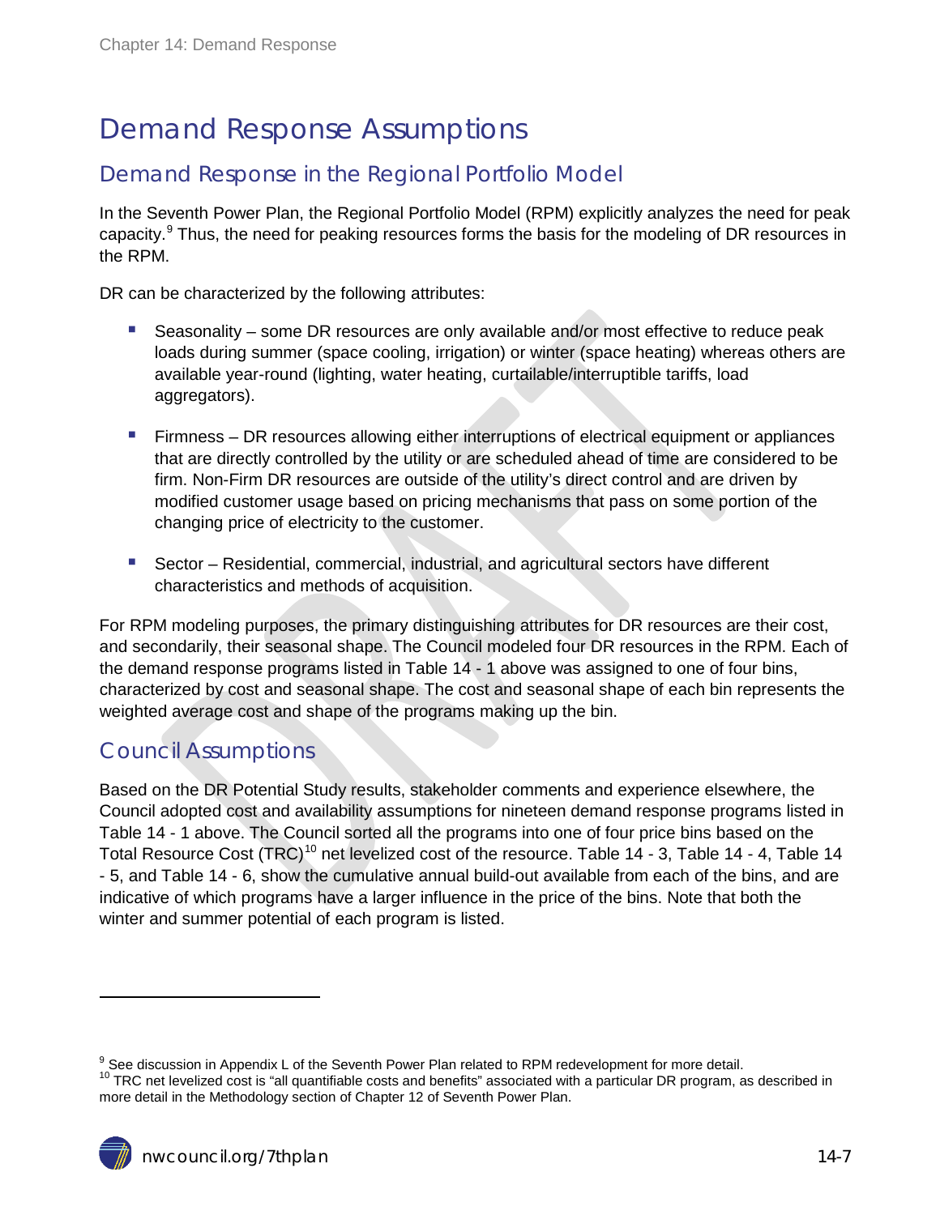# Demand Response Assumptions

## Demand Response in the Regional Portfolio Model

In the Seventh Power Plan, the Regional Portfolio Model (RPM) explicitly analyzes the need for peak capacity.[9] Thus, the need for peaking resources forms the basis for the modeling of DR resources in the RPM.

DR can be characterized by the following attributes:

- Seasonality – some DR resources are only available and/or most effective to reduce peak loads during summer (space cooling, irrigation) or winter (space heating) whereas others are available year-round (lighting, water heating, curtailable/interruptible tariffs, load aggregators).

- Firmness – DR resources allowing either interruptions of electrical equipment or appliances that are directly controlled by the utility or are scheduled ahead of time are considered to be firm. Non-Firm DR resources are outside of the utility's direct control and are driven by modified customer usage based on pricing mechanisms that pass on some portion of the changing price of electricity to the customer.

- Sector – Residential, commercial, industrial, and agricultural sectors have different characteristics and methods of acquisition.

For RPM modeling purposes, the primary distinguishing attributes for DR resources are their cost, and secondarily, their seasonal shape. The Council modeled four DR resources in the RPM. Each of the demand response programs listed in Table 14 - 1 above was assigned to one of four bins, characterized by cost and seasonal shape. The cost and seasonal shape of each bin represents the weighted average cost and shape of the programs making up the bin.

## Council Assumptions

Based on the DR Potential Study results, stakeholder comments and experience elsewhere, the Council adopted cost and availability assumptions for nineteen demand response programs listed in Table 14 - 1 above. The Council sorted all the programs into one of four price bins based on the Total Resource Cost (TRC)[10] net levelized cost of the resource. Table 14 - 3, Table 14 - 4, Table 14 - 5, and Table 14 - 6, show the cumulative annual build-out available from each of the bins, and are indicative of which programs have a larger influence in the price of the bins. Note that both the winter and summer potential of each program is listed.

---

[9] See discussion in Appendix L of the Seventh Power Plan related to RPM redevelopment for more detail.

[10] TRC net levelized cost is "all quantifiable costs and benefits" associated with a particular DR program, as described in more detail in the Methodology section of Chapter 12 of Seventh Power Plan.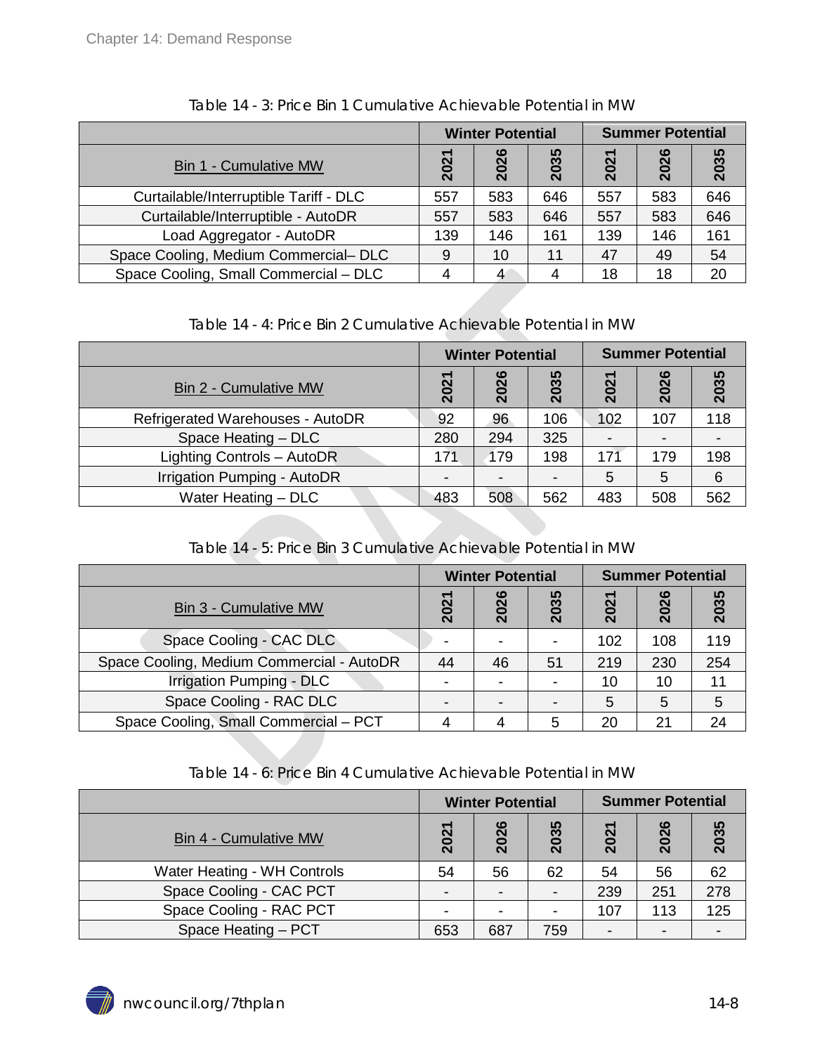Table 14 - 3: Price Bin 1 Cumulative Achievable Potential in MW

| | Winter Potential | | | Summer Potential | | |
|---|---|---|---|---|---|---|
| Bin 1 - Cumulative MW | 2021 | 2026 | 2035 | 2021 | 2026 | 2035 |
| Curtailable/Interruptible Tariff - DLC | 557 | 583 | 646 | 557 | 583 | 646 |
| Curtailable/Interruptible - AutoDR | 557 | 583 | 646 | 557 | 583 | 646 |
| Load Aggregator - AutoDR | 139 | 146 | 161 | 139 | 146 | 161 |
| Space Cooling, Medium Commercial– DLC | 9 | 10 | 11 | 47 | 49 | 54 |
| Space Cooling, Small Commercial – DLC | 4 | 4 | 4 | 18 | 18 | 20 |

Table 14 - 4: Price Bin 2 Cumulative Achievable Potential in MW

| | Winter Potential | | | Summer Potential | | |
|---|---|---|---|---|---|---|
| Bin 2 - Cumulative MW | 2021 | 2026 | 2035 | 2021 | 2026 | 2035 |
| Refrigerated Warehouses - AutoDR | 92 | 96 | 106 | 102 | 107 | 118 |
| Space Heating – DLC | 280 | 294 | 325 | - | - | - |
| Lighting Controls – AutoDR | 171 | 179 | 198 | 171 | 179 | 198 |
| Irrigation Pumping - AutoDR | - | - | - | 5 | 5 | 6 |
| Water Heating – DLC | 483 | 508 | 562 | 483 | 508 | 562 |

Table 14 - 5: Price Bin 3 Cumulative Achievable Potential in MW

| | Winter Potential | | | Summer Potential | | |
|---|---|---|---|---|---|---|
| Bin 3 - Cumulative MW | 2021 | 2026 | 2035 | 2021 | 2026 | 2035 |
| Space Cooling - CAC DLC | - | - | - | 102 | 108 | 119 |
| Space Cooling, Medium Commercial - AutoDR | 44 | 46 | 51 | 219 | 230 | 254 |
| Irrigation Pumping - DLC | - | - | - | 10 | 10 | 11 |
| Space Cooling - RAC DLC | - | - | - | 5 | 5 | 5 |
| Space Cooling, Small Commercial – PCT | 4 | 4 | 5 | 20 | 21 | 24 |

Table 14 - 6: Price Bin 4 Cumulative Achievable Potential in MW

| | Winter Potential | | | Summer Potential | | |
|---|---|---|---|---|---|---|
| Bin 4 - Cumulative MW | 2021 | 2026 | 2035 | 2021 | 2026 | 2035 |
| Water Heating - WH Controls | 54 | 56 | 62 | 54 | 56 | 62 |
| Space Cooling - CAC PCT | - | - | - | 239 | 251 | 278 |
| Space Cooling - RAC PCT | - | - | - | 107 | 113 | 125 |
| Space Heating – PCT | 653 | 687 | 759 | - | - | - |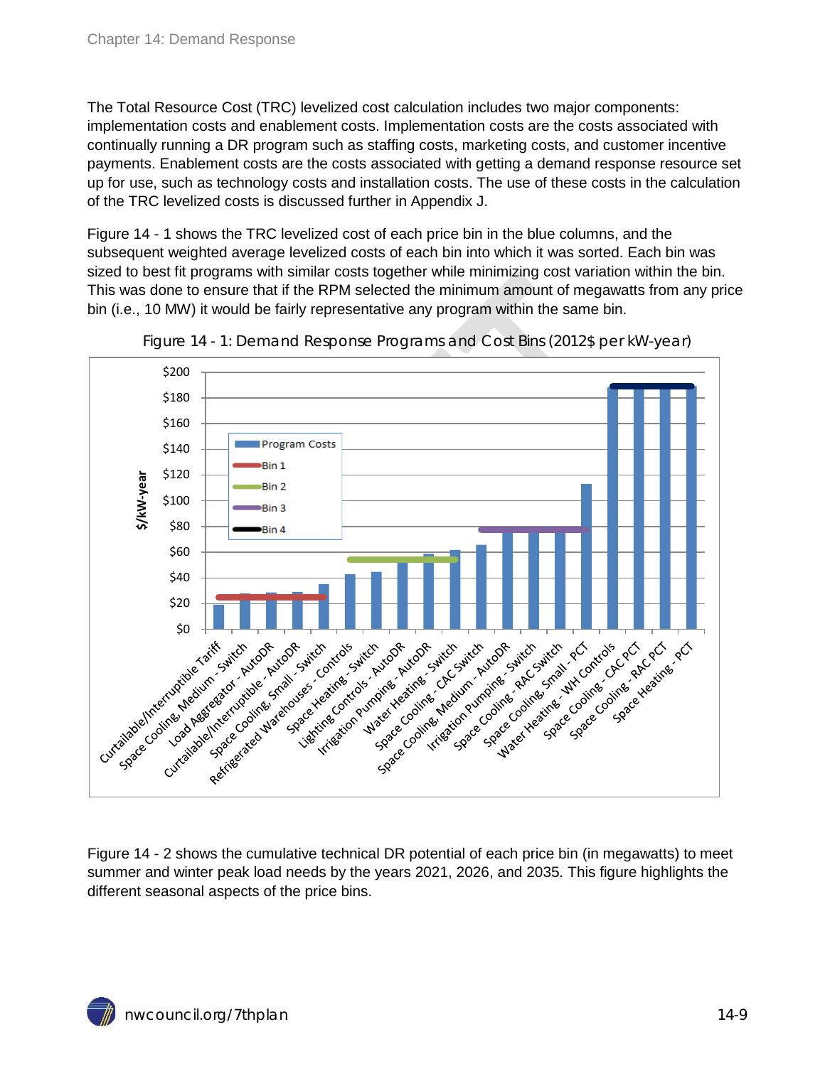The Total Resource Cost (TRC) levelized cost calculation includes two major components: implementation costs and enablement costs. Implementation costs are the costs associated with continually running a DR program such as staffing costs, marketing costs, and customer incentive payments. Enablement costs are the costs associated with getting a demand response resource set up for use, such as technology costs and installation costs. The use of these costs in the calculation of the TRC levelized costs is discussed further in Appendix J.

Figure 14 - 1 shows the TRC levelized cost of each price bin in the blue columns, and the subsequent weighted average levelized costs of each bin into which it was sorted. Each bin was sized to best fit programs with similar costs together while minimizing cost variation within the bin. This was done to ensure that if the RPM selected the minimum amount of megawatts from any price bin (i.e., 10 MW) it would be fairly representative any program within the same bin.

Figure 14 - 1: Demand Response Programs and Cost Bins (2012$ per kW-year)

Figure 14 - 2 shows the cumulative technical DR potential of each price bin (in megawatts) to meet summer and winter peak load needs by the years 2021, 2026, and 2035. This figure highlights the different seasonal aspects of the price bins.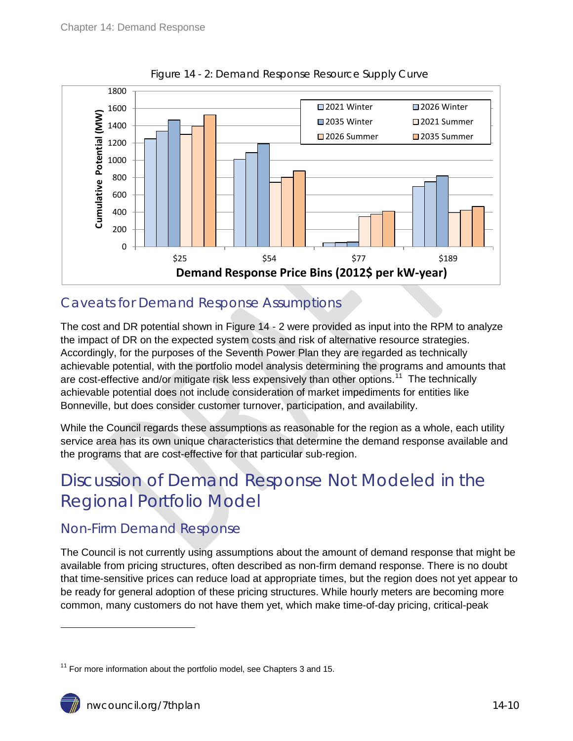Figure 14 - 2: Demand Response Resource Supply Curve

## Caveats for Demand Response Assumptions

The cost and DR potential shown in Figure 14 - 2 were provided as input into the RPM to analyze the impact of DR on the expected system costs and risk of alternative resource strategies. Accordingly, for the purposes of the Seventh Power Plan they are regarded as technically achievable potential, with the portfolio model analysis determining the programs and amounts that are cost-effective and/or mitigate risk less expensively than other options.[11] The technically achievable potential does not include consideration of market impediments for entities like Bonneville, but does consider customer turnover, participation, and availability.

While the Council regards these assumptions as reasonable for the region as a whole, each utility service area has its own unique characteristics that determine the demand response available and the programs that are cost-effective for that particular sub-region.

# Discussion of Demand Response Not Modeled in the Regional Portfolio Model

## Non-Firm Demand Response

The Council is not currently using assumptions about the amount of demand response that might be available from pricing structures, often described as non-firm demand response. There is no doubt that time-sensitive prices can reduce load at appropriate times, but the region does not yet appear to be ready for general adoption of these pricing structures. While hourly meters are becoming more common, many customers do not have them yet, which make time-of-day pricing, critical-peak

[11] For more information about the portfolio model, see Chapters 3 and 15.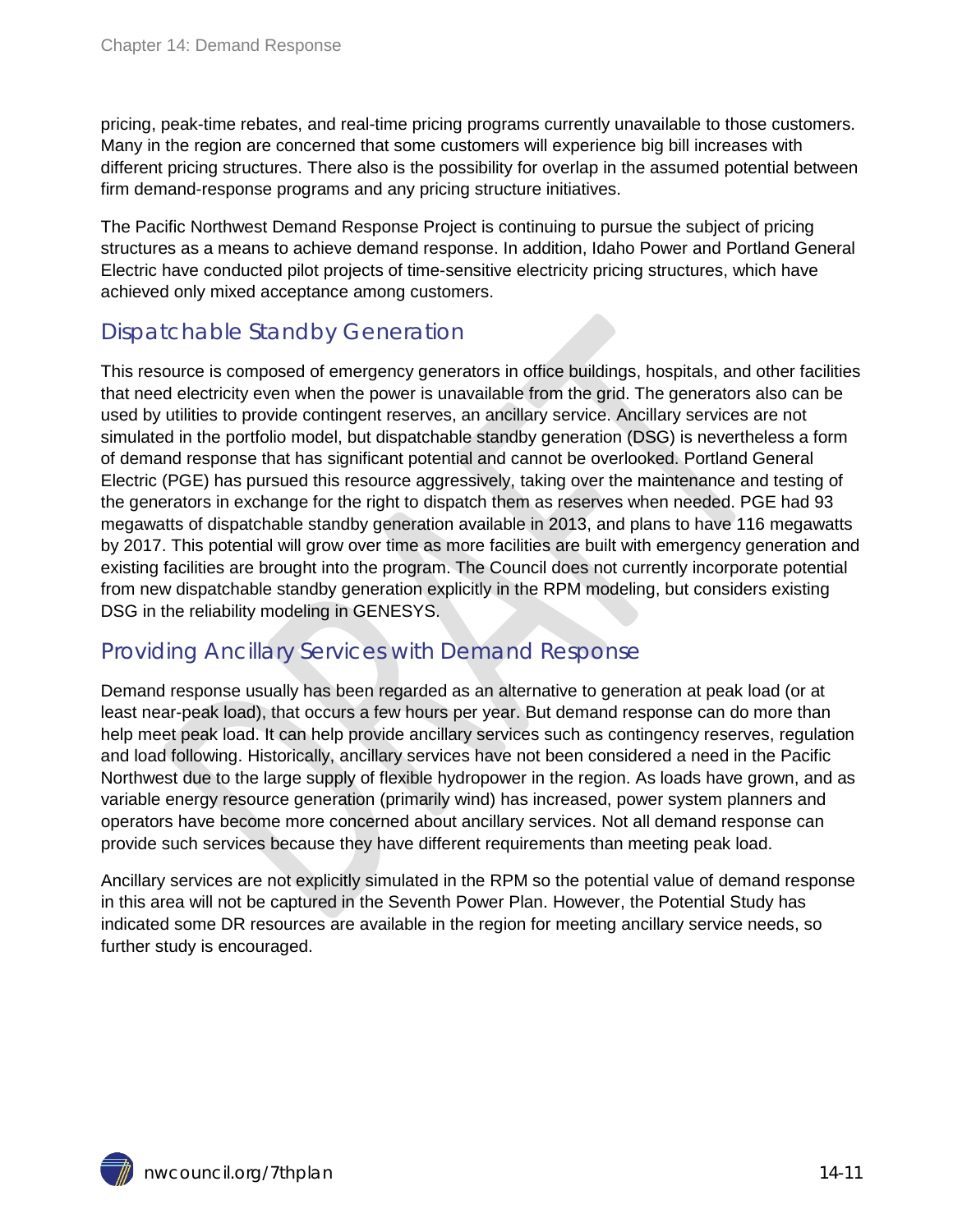pricing, peak-time rebates, and real-time pricing programs currently unavailable to those customers. Many in the region are concerned that some customers will experience big bill increases with different pricing structures. There also is the possibility for overlap in the assumed potential between firm demand-response programs and any pricing structure initiatives.

The Pacific Northwest Demand Response Project is continuing to pursue the subject of pricing structures as a means to achieve demand response. In addition, Idaho Power and Portland General Electric have conducted pilot projects of time-sensitive electricity pricing structures, which have achieved only mixed acceptance among customers.

## Dispatchable Standby Generation

This resource is composed of emergency generators in office buildings, hospitals, and other facilities that need electricity even when the power is unavailable from the grid. The generators also can be used by utilities to provide contingent reserves, an ancillary service. Ancillary services are not simulated in the portfolio model, but dispatchable standby generation (DSG) is nevertheless a form of demand response that has significant potential and cannot be overlooked. Portland General Electric (PGE) has pursued this resource aggressively, taking over the maintenance and testing of the generators in exchange for the right to dispatch them as reserves when needed. PGE had 93 megawatts of dispatchable standby generation available in 2013, and plans to have 116 megawatts by 2017. This potential will grow over time as more facilities are built with emergency generation and existing facilities are brought into the program. The Council does not currently incorporate potential from new dispatchable standby generation explicitly in the RPM modeling, but considers existing DSG in the reliability modeling in GENESYS.

## Providing Ancillary Services with Demand Response

Demand response usually has been regarded as an alternative to generation at peak load (or at least near-peak load), that occurs a few hours per year. But demand response can do more than help meet peak load. It can help provide ancillary services such as contingency reserves, regulation and load following. Historically, ancillary services have not been considered a need in the Pacific Northwest due to the large supply of flexible hydropower in the region. As loads have grown, and as variable energy resource generation (primarily wind) has increased, power system planners and operators have become more concerned about ancillary services. Not all demand response can provide such services because they have different requirements than meeting peak load.

Ancillary services are not explicitly simulated in the RPM so the potential value of demand response in this area will not be captured in the Seventh Power Plan. However, the Potential Study has indicated some DR resources are available in the region for meeting ancillary service needs, so further study is encouraged.